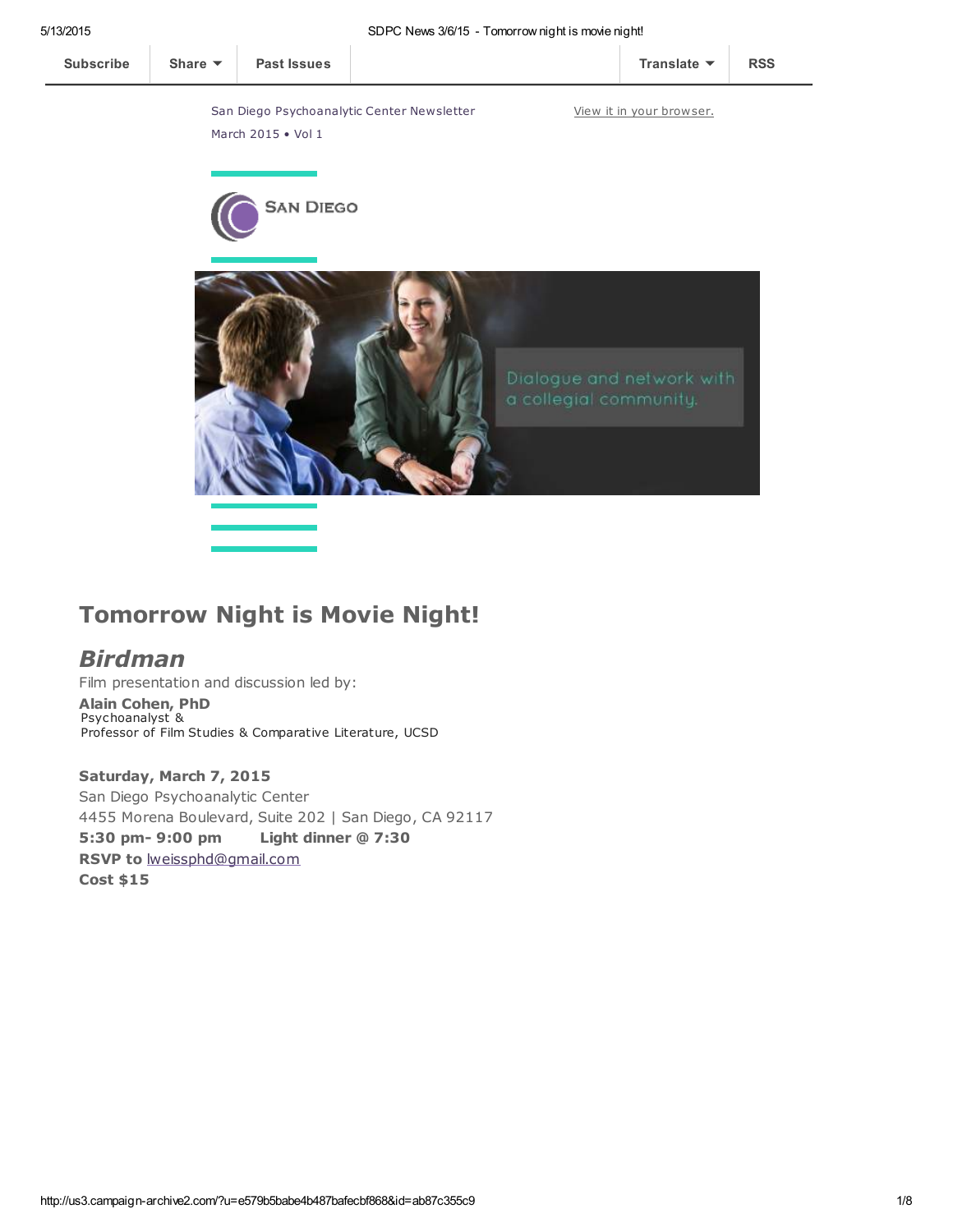Subscribe | Share | Past Issues | Translate | RSS

San Diego Psychoanalytic Center Newsletter

March 2015 • Vol 1

View it in your browser.

SAN DIEGO

Dialogue and network with a collegial community.

# Tomorrow Night is Movie Night!

## *Birdman*

Film presentation and discussion led by:

**Alain Cohen, PhD**
Psychoanalyst &
Professor of Film Studies & Comparative Literature, UCSD

**Saturday, March 7, 2015**
San Diego Psychoanalytic Center
4455 Morena Boulevard, Suite 202 | San Diego, CA 92117
**5:30 pm- 9:00 pm** **Light dinner @ 7:30**
**RSVP to** lweissphd@gmail.com
**Cost $15**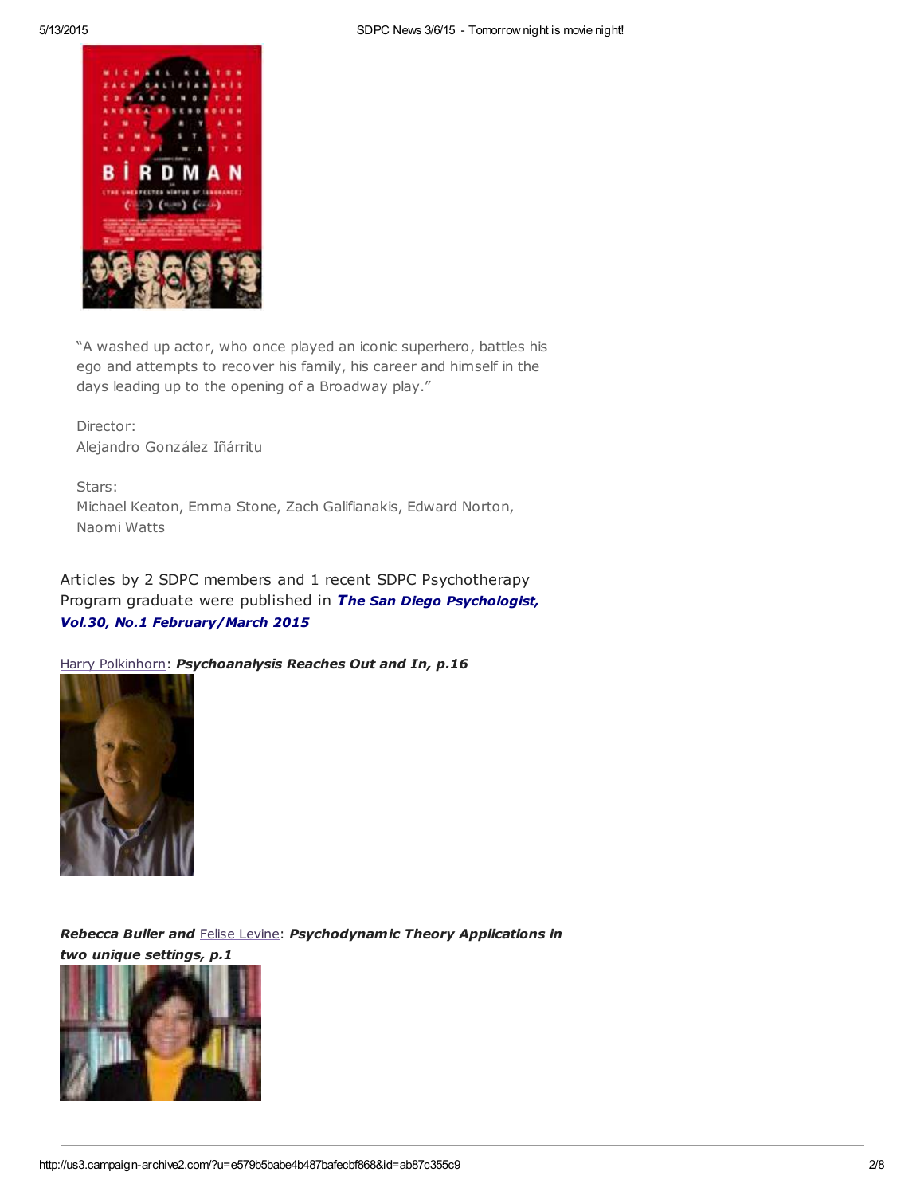"A washed up actor, who once played an iconic superhero, battles his ego and attempts to recover his family, his career and himself in the days leading up to the opening of a Broadway play."

Director:
Alejandro González Iñárritu

Stars:
Michael Keaton, Emma Stone, Zach Galifianakis, Edward Norton, Naomi Watts

Articles by 2 SDPC members and 1 recent SDPC Psychotherapy Program graduate were published in ***The San Diego Psychologist, Vol.30, No.1 February/March 2015***

Harry Polkinhorn: ***Psychoanalysis Reaches Out and In, p.16***

***Rebecca Buller and*** Felise Levine: ***Psychodynamic Theory Applications in two unique settings, p.1***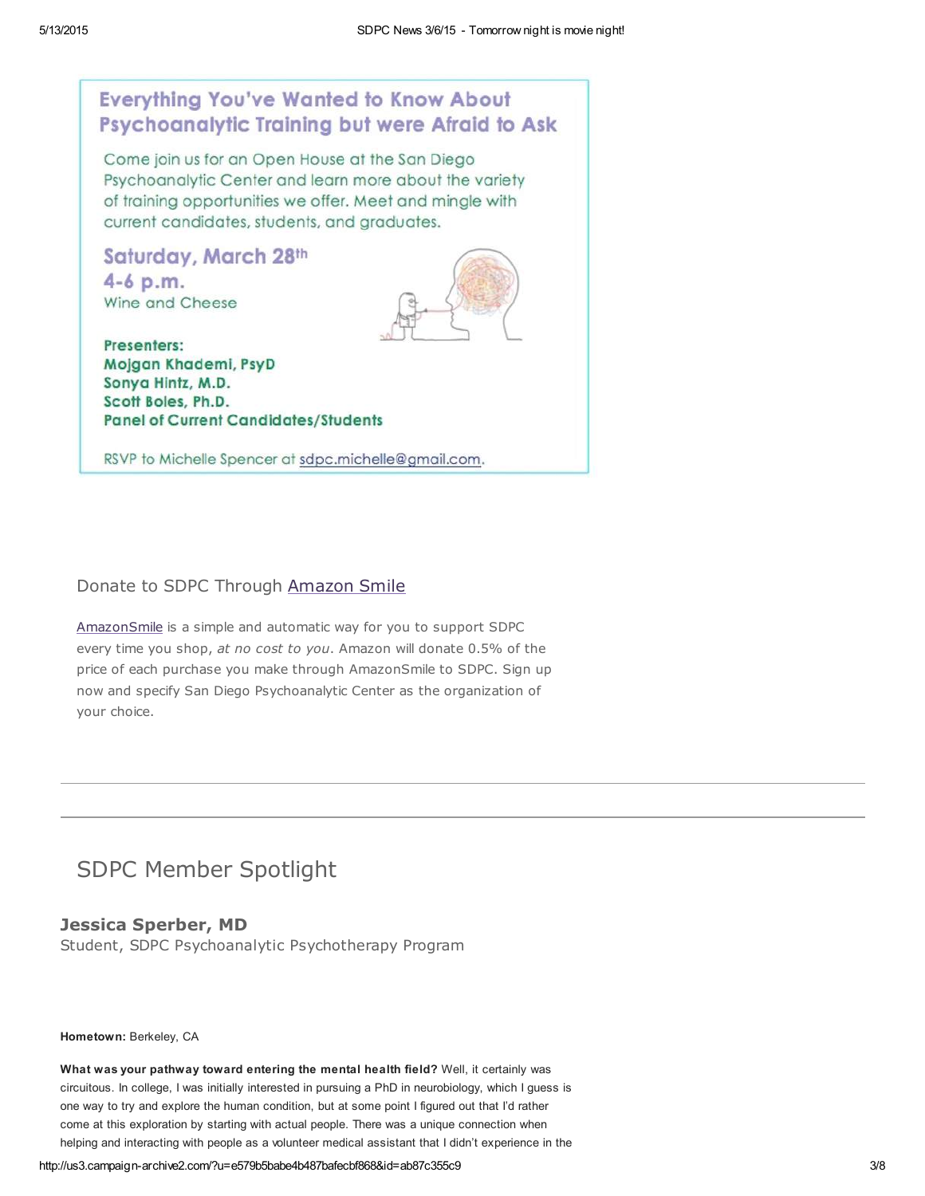## Everything You've Wanted to Know About Psychoanalytic Training but were Afraid to Ask

Come join us for an Open House at the San Diego Psychoanalytic Center and learn more about the variety of training opportunities we offer. Meet and mingle with current candidates, students, and graduates.

**Saturday, March 28th**
**4-6 p.m.**
Wine and Cheese

**Presenters:**
**Mojgan Khademi, PsyD**
**Sonya Hintz, M.D.**
**Scott Boles, Ph.D.**
**Panel of Current Candidates/Students**

RSVP to Michelle Spencer at sdpc.michelle@gmail.com.

### Donate to SDPC Through Amazon Smile

AmazonSmile is a simple and automatic way for you to support SDPC every time you shop, *at no cost to you*. Amazon will donate 0.5% of the price of each purchase you make through AmazonSmile to SDPC. Sign up now and specify San Diego Psychoanalytic Center as the organization of your choice.

---

## SDPC Member Spotlight

### Jessica Sperber, MD

Student, SDPC Psychoanalytic Psychotherapy Program

**Hometown:** Berkeley, CA

**What was your pathway toward entering the mental health field?** Well, it certainly was circuitous. In college, I was initially interested in pursuing a PhD in neurobiology, which I guess is one way to try and explore the human condition, but at some point I figured out that I'd rather come at this exploration by starting with actual people. There was a unique connection when helping and interacting with people as a volunteer medical assistant that I didn't experience in the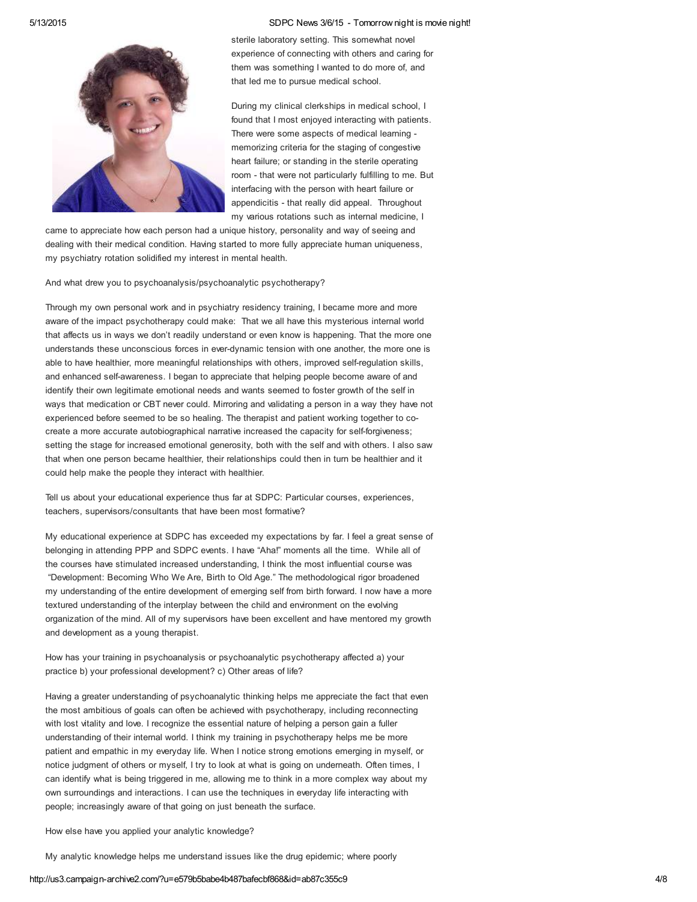sterile laboratory setting. This somewhat novel experience of connecting with others and caring for them was something I wanted to do more of, and that led me to pursue medical school.

During my clinical clerkships in medical school, I found that I most enjoyed interacting with patients. There were some aspects of medical learning - memorizing criteria for the staging of congestive heart failure; or standing in the sterile operating room - that were not particularly fulfilling to me. But interfacing with the person with heart failure or appendicitis - that really did appeal. Throughout my various rotations such as internal medicine, I came to appreciate how each person had a unique history, personality and way of seeing and dealing with their medical condition. Having started to more fully appreciate human uniqueness, my psychiatry rotation solidified my interest in mental health.

And what drew you to psychoanalysis/psychoanalytic psychotherapy?

Through my own personal work and in psychiatry residency training, I became more and more aware of the impact psychotherapy could make: That we all have this mysterious internal world that affects us in ways we don't readily understand or even know is happening. That the more one understands these unconscious forces in ever-dynamic tension with one another, the more one is able to have healthier, more meaningful relationships with others, improved self-regulation skills, and enhanced self-awareness. I began to appreciate that helping people become aware of and identify their own legitimate emotional needs and wants seemed to foster growth of the self in ways that medication or CBT never could. Mirroring and validating a person in a way they have not experienced before seemed to be so healing. The therapist and patient working together to co-create a more accurate autobiographical narrative increased the capacity for self-forgiveness; setting the stage for increased emotional generosity, both with the self and with others. I also saw that when one person became healthier, their relationships could then in turn be healthier and it could help make the people they interact with healthier.

Tell us about your educational experience thus far at SDPC: Particular courses, experiences, teachers, supervisors/consultants that have been most formative?

My educational experience at SDPC has exceeded my expectations by far. I feel a great sense of belonging in attending PPP and SDPC events. I have "Aha!" moments all the time. While all of the courses have stimulated increased understanding, I think the most influential course was "Development: Becoming Who We Are, Birth to Old Age." The methodological rigor broadened my understanding of the entire development of emerging self from birth forward. I now have a more textured understanding of the interplay between the child and environment on the evolving organization of the mind. All of my supervisors have been excellent and have mentored my growth and development as a young therapist.

How has your training in psychoanalysis or psychoanalytic psychotherapy affected a) your practice b) your professional development? c) Other areas of life?

Having a greater understanding of psychoanalytic thinking helps me appreciate the fact that even the most ambitious of goals can often be achieved with psychotherapy, including reconnecting with lost vitality and love. I recognize the essential nature of helping a person gain a fuller understanding of their internal world. I think my training in psychotherapy helps me be more patient and empathic in my everyday life. When I notice strong emotions emerging in myself, or notice judgment of others or myself, I try to look at what is going on underneath. Often times, I can identify what is being triggered in me, allowing me to think in a more complex way about my own surroundings and interactions. I can use the techniques in everyday life interacting with people; increasingly aware of that going on just beneath the surface.

How else have you applied your analytic knowledge?

My analytic knowledge helps me understand issues like the drug epidemic; where poorly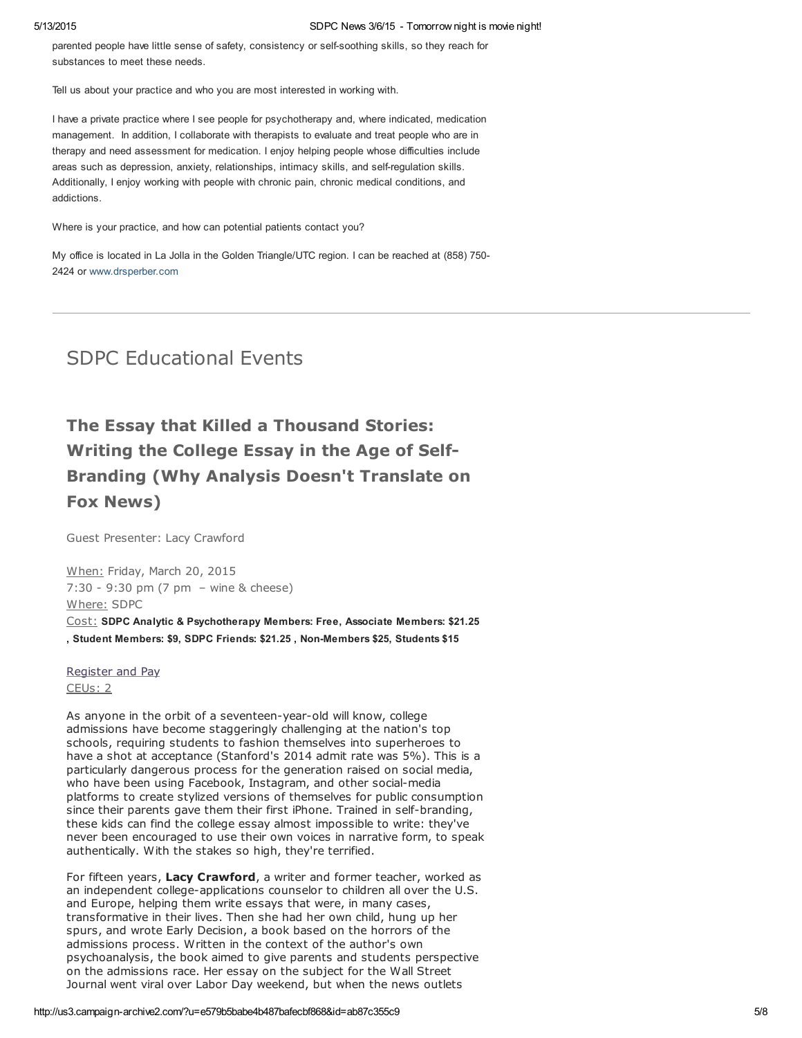parented people have little sense of safety, consistency or self-soothing skills, so they reach for substances to meet these needs.

Tell us about your practice and who you are most interested in working with.

I have a private practice where I see people for psychotherapy and, where indicated, medication management. In addition, I collaborate with therapists to evaluate and treat people who are in therapy and need assessment for medication. I enjoy helping people whose difficulties include areas such as depression, anxiety, relationships, intimacy skills, and self-regulation skills. Additionally, I enjoy working with people with chronic pain, chronic medical conditions, and addictions.

Where is your practice, and how can potential patients contact you?

My office is located in La Jolla in the Golden Triangle/UTC region. I can be reached at (858) 750-2424 or www.drsperber.com

---

# SDPC Educational Events

## The Essay that Killed a Thousand Stories: Writing the College Essay in the Age of Self-Branding (Why Analysis Doesn't Translate on Fox News)

Guest Presenter: Lacy Crawford

When: Friday, March 20, 2015
7:30 - 9:30 pm (7 pm – wine & cheese)
Where: SDPC
Cost: **SDPC Analytic & Psychotherapy Members: Free, Associate Members: $21.25 , Student Members: $9, SDPC Friends: $21.25 , Non-Members $25, Students $15**

Register and Pay
CEUs: 2

As anyone in the orbit of a seventeen-year-old will know, college admissions have become staggeringly challenging at the nation's top schools, requiring students to fashion themselves into superheroes to have a shot at acceptance (Stanford's 2014 admit rate was 5%). This is a particularly dangerous process for the generation raised on social media, who have been using Facebook, Instagram, and other social-media platforms to create stylized versions of themselves for public consumption since their parents gave them their first iPhone. Trained in self-branding, these kids can find the college essay almost impossible to write: they've never been encouraged to use their own voices in narrative form, to speak authentically. With the stakes so high, they're terrified.

For fifteen years, **Lacy Crawford**, a writer and former teacher, worked as an independent college-applications counselor to children all over the U.S. and Europe, helping them write essays that were, in many cases, transformative in their lives. Then she had her own child, hung up her spurs, and wrote Early Decision, a book based on the horrors of the admissions process. Written in the context of the author's own psychoanalysis, the book aimed to give parents and students perspective on the admissions race. Her essay on the subject for the Wall Street Journal went viral over Labor Day weekend, but when the news outlets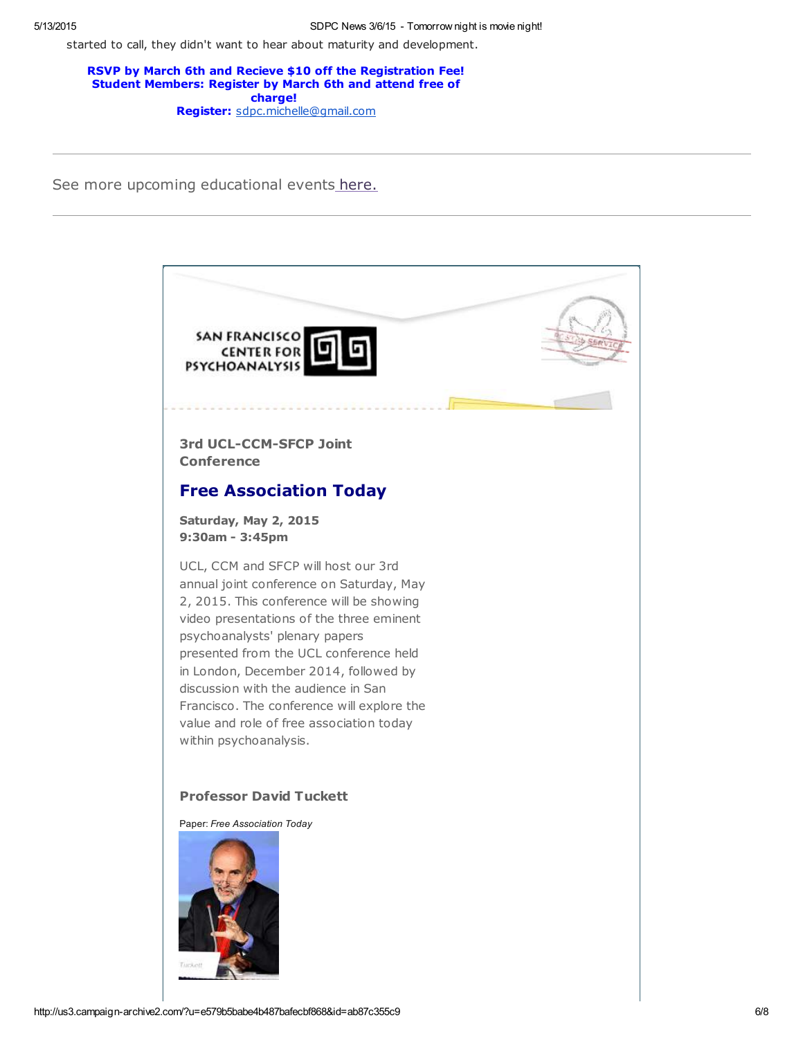started to call, they didn't want to hear about maturity and development.

**RSVP by March 6th and Recieve $10 off the Registration Fee!**
**Student Members: Register by March 6th and attend free of charge!**
**Register:** sdpc.michelle@gmail.com

---

See more upcoming educational events here.

---

SAN FRANCISCO CENTER FOR PSYCHOANALYSIS

### 3rd UCL-CCM-SFCP Joint Conference

## Free Association Today

**Saturday, May 2, 2015**
**9:30am - 3:45pm**

UCL, CCM and SFCP will host our 3rd annual joint conference on Saturday, May 2, 2015. This conference will be showing video presentations of the three eminent psychoanalysts' plenary papers presented from the UCL conference held in London, December 2014, followed by discussion with the audience in San Francisco. The conference will explore the value and role of free association today within psychoanalysis.

### Professor David Tuckett

Paper: *Free Association Today*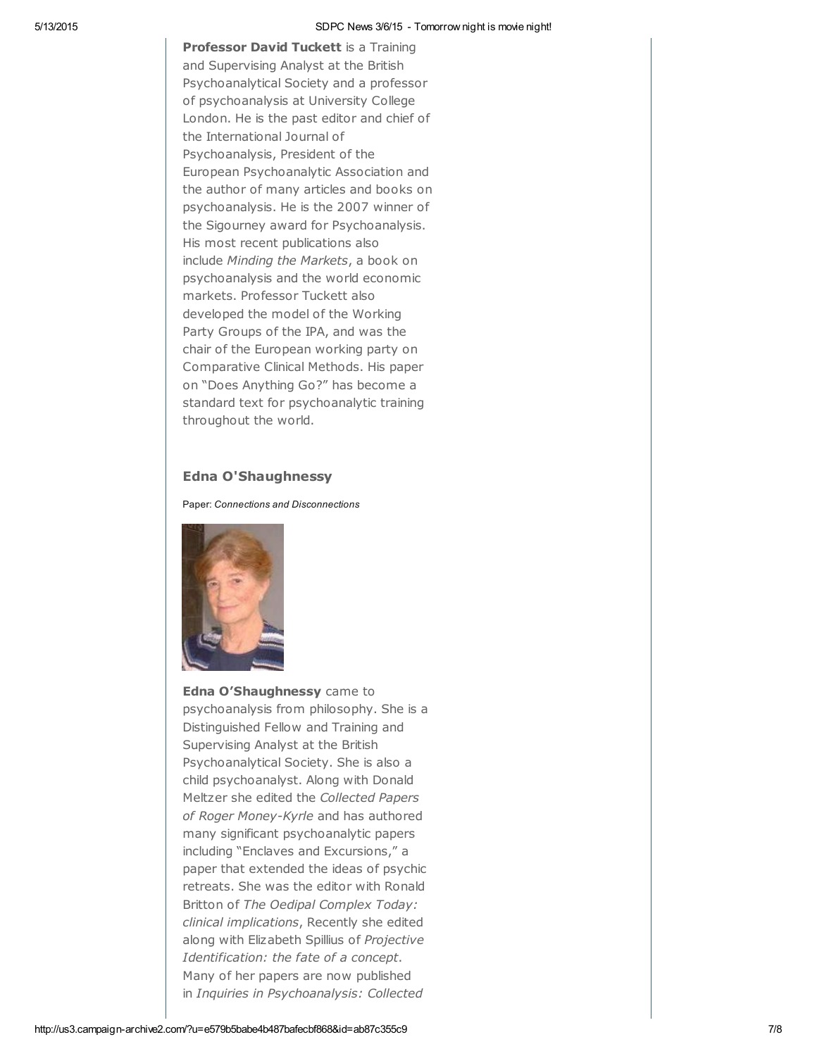**Professor David Tuckett** is a Training and Supervising Analyst at the British Psychoanalytical Society and a professor of psychoanalysis at University College London. He is the past editor and chief of the International Journal of Psychoanalysis, President of the European Psychoanalytic Association and the author of many articles and books on psychoanalysis. He is the 2007 winner of the Sigourney award for Psychoanalysis. His most recent publications also include *Minding the Markets*, a book on psychoanalysis and the world economic markets. Professor Tuckett also developed the model of the Working Party Groups of the IPA, and was the chair of the European working party on Comparative Clinical Methods. His paper on "Does Anything Go?" has become a standard text for psychoanalytic training throughout the world.

### Edna O'Shaughnessy

Paper: *Connections and Disconnections*

**Edna O'Shaughnessy** came to psychoanalysis from philosophy. She is a Distinguished Fellow and Training and Supervising Analyst at the British Psychoanalytical Society. She is also a child psychoanalyst. Along with Donald Meltzer she edited the *Collected Papers of Roger Money-Kyrle* and has authored many significant psychoanalytic papers including "Enclaves and Excursions," a paper that extended the ideas of psychic retreats. She was the editor with Ronald Britton of *The Oedipal Complex Today: clinical implications*, Recently she edited along with Elizabeth Spillius of *Projective Identification: the fate of a concept*. Many of her papers are now published in *Inquiries in Psychoanalysis: Collected*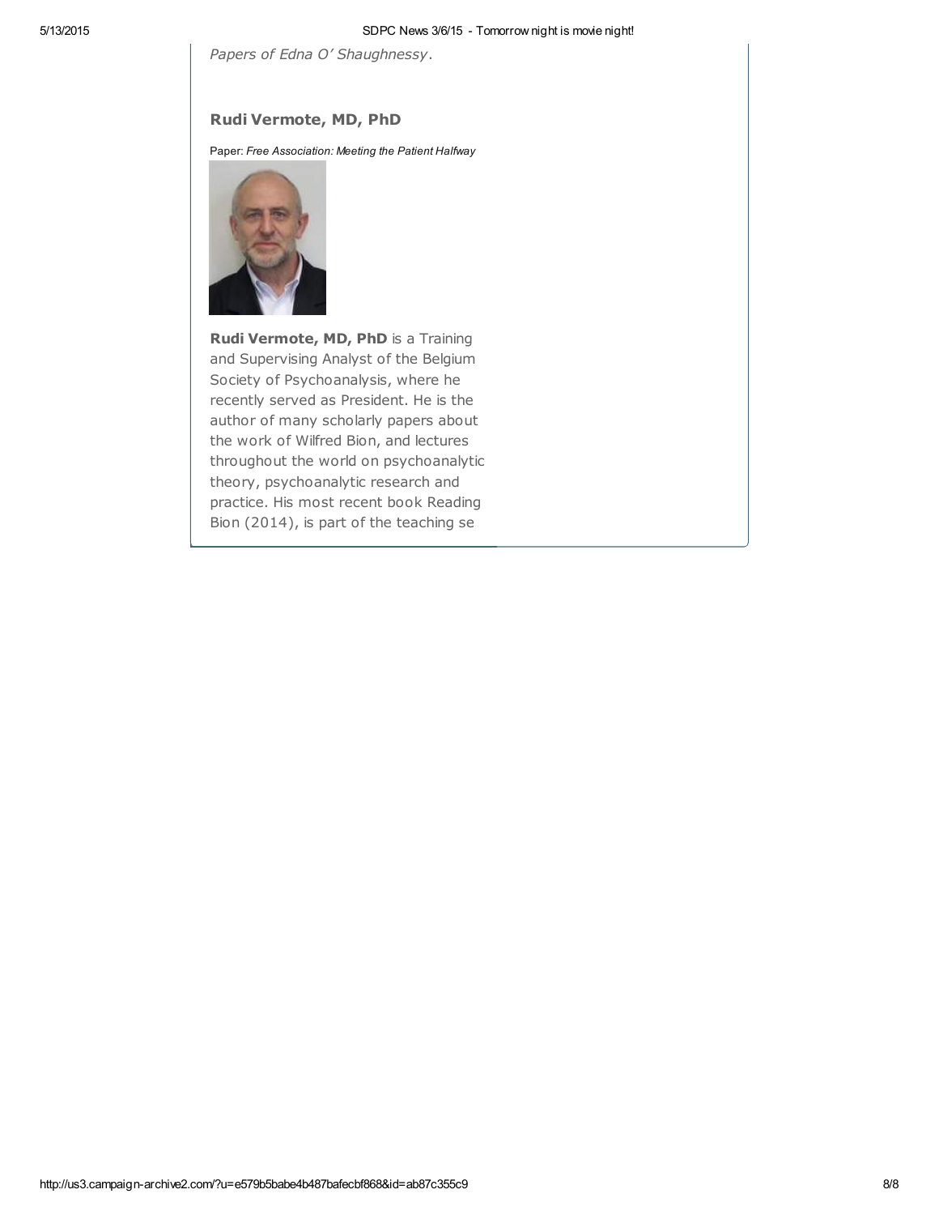*Papers of Edna O' Shaughnessy*.

### Rudi Vermote, MD, PhD

Paper: *Free Association: Meeting the Patient Halfway*

**Rudi Vermote, MD, PhD** is a Training and Supervising Analyst of the Belgium Society of Psychoanalysis, where he recently served as President. He is the author of many scholarly papers about the work of Wilfred Bion, and lectures throughout the world on psychoanalytic theory, psychoanalytic research and practice. His most recent book Reading Bion (2014), is part of the teaching se